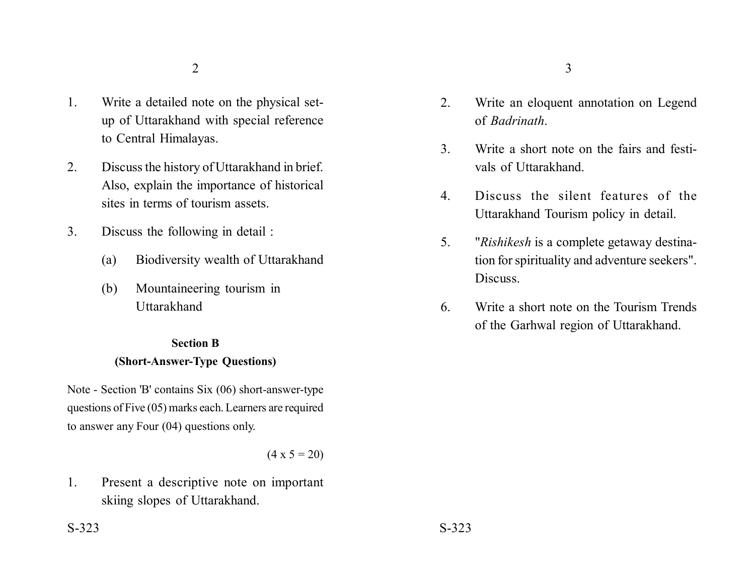1. Write a detailed note on the physical set-up of Uttarakhand with special reference to Central Himalayas.

2. Discuss the history of Uttarakhand in brief. Also, explain the importance of historical sites in terms of tourism assets.

3. Discuss the following in detail :

   (a) Biodiversity wealth of Uttarakhand

   (b) Mountaineering tourism in Uttarakhand

**Section B**

**(Short-Answer-Type Questions)**

Note - Section 'B' contains Six (06) short-answer-type questions of Five (05) marks each. Learners are required to answer any Four (04) questions only.

(4 x 5 = 20)

1. Present a descriptive note on important skiing slopes of Uttarakhand.

2. Write an eloquent annotation on Legend of *Badrinath*.

3. Write a short note on the fairs and festivals of Uttarakhand.

4. Discuss the silent features of the Uttarakhand Tourism policy in detail.

5. "*Rishikesh* is a complete getaway destination for spirituality and adventure seekers". Discuss.

6. Write a short note on the Tourism Trends of the Garhwal region of Uttarakhand.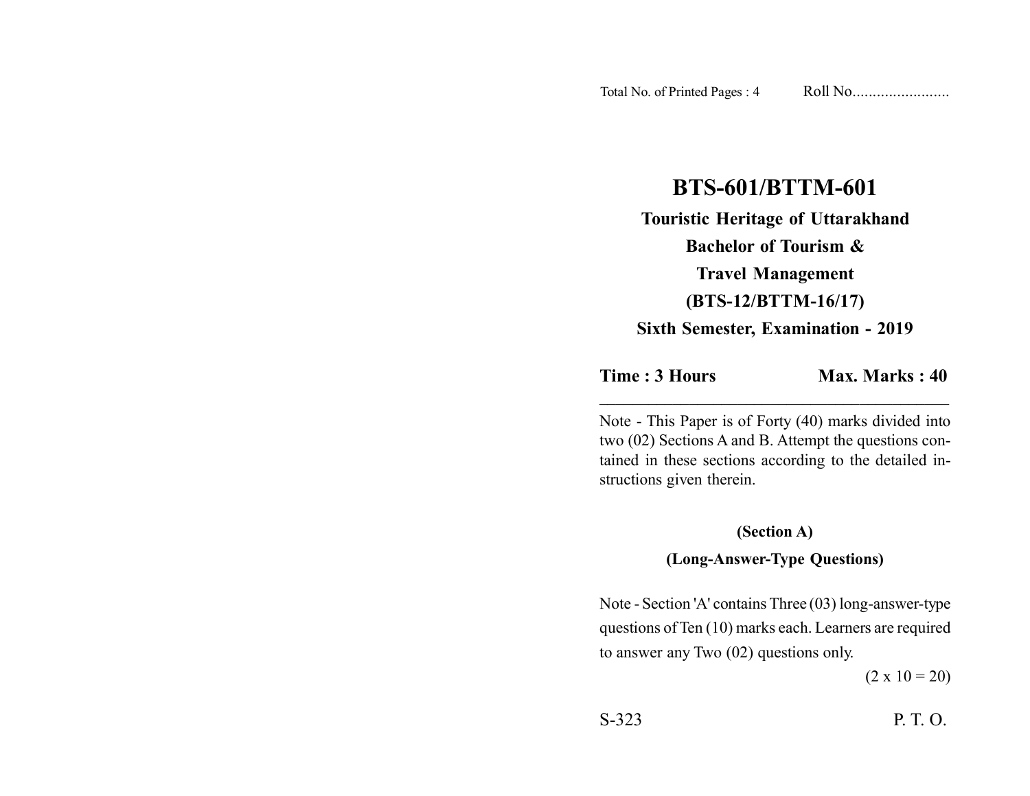Roll No........................

# BTS-601/BTTM-601

## Touristic Heritage of Uttarakhand

## Bachelor of Tourism & Travel Management

## (BTS-12/BTTM-16/17)

## Sixth Semester, Examination - 2019

**Time : 3 Hours** **Max. Marks : 40**

---

Note - This Paper is of Forty (40) marks divided into two (02) Sections A and B. Attempt the questions contained in these sections according to the detailed instructions given therein.

### (Section A)

### (Long-Answer-Type Questions)

Note - Section 'A' contains Three (03) long-answer-type questions of Ten (10) marks each. Learners are required to answer any Two (02) questions only.

(2 x 10 = 20)

S-323 P. T. O.